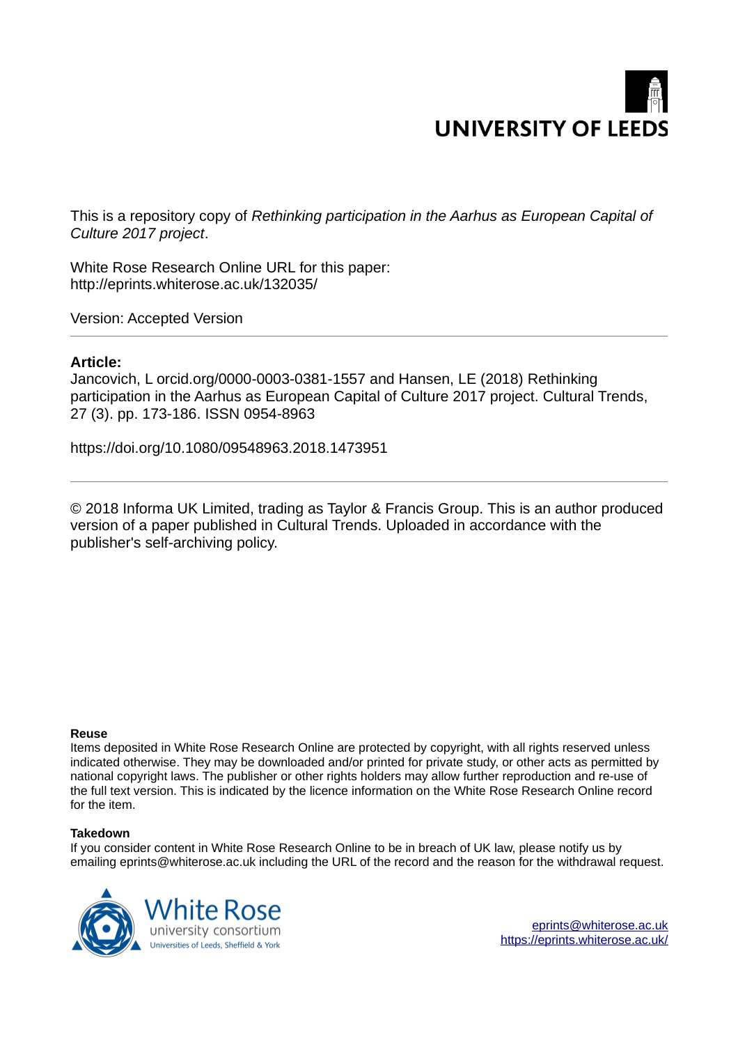UNIVERSITY OF LEEDS

This is a repository copy of *Rethinking participation in the Aarhus as European Capital of Culture 2017 project*.

White Rose Research Online URL for this paper:
http://eprints.whiterose.ac.uk/132035/

Version: Accepted Version

**Article:**

Jancovich, L orcid.org/0000-0003-0381-1557 and Hansen, LE (2018) Rethinking participation in the Aarhus as European Capital of Culture 2017 project. Cultural Trends, 27 (3). pp. 173-186. ISSN 0954-8963

https://doi.org/10.1080/09548963.2018.1473951

---

© 2018 Informa UK Limited, trading as Taylor & Francis Group. This is an author produced version of a paper published in Cultural Trends. Uploaded in accordance with the publisher's self-archiving policy.

**Reuse**

Items deposited in White Rose Research Online are protected by copyright, with all rights reserved unless indicated otherwise. They may be downloaded and/or printed for private study, or other acts as permitted by national copyright laws. The publisher or other rights holders may allow further reproduction and re-use of the full text version. This is indicated by the licence information on the White Rose Research Online record for the item.

**Takedown**

If you consider content in White Rose Research Online to be in breach of UK law, please notify us by emailing eprints@whiterose.ac.uk including the URL of the record and the reason for the withdrawal request.

White Rose university consortium
Universities of Leeds, Sheffield & York

eprints@whiterose.ac.uk
https://eprints.whiterose.ac.uk/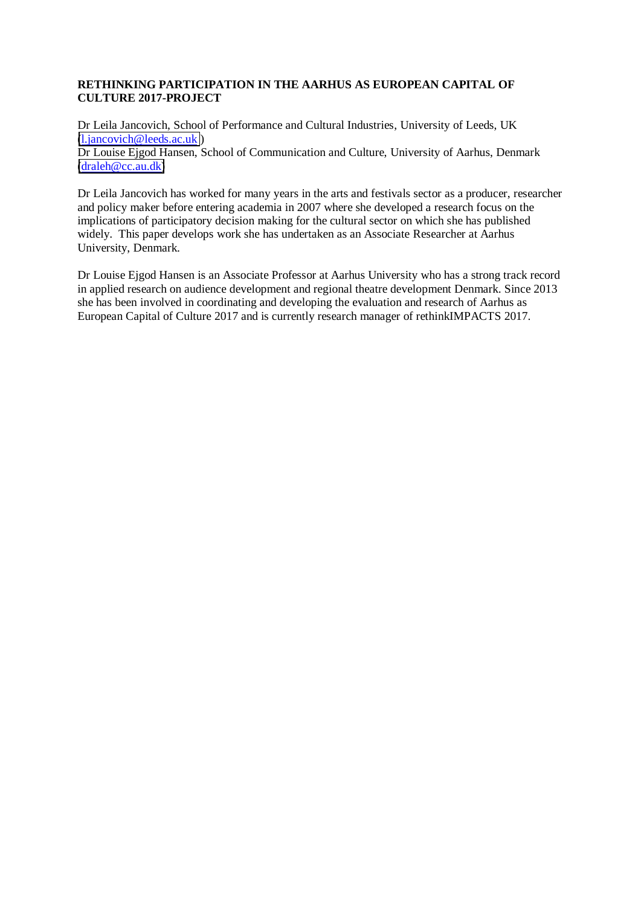**RETHINKING PARTICIPATION IN THE AARHUS AS EUROPEAN CAPITAL OF CULTURE 2017-PROJECT**

Dr Leila Jancovich, School of Performance and Cultural Industries, University of Leeds, UK (l.jancovich@leeds.ac.uk)
Dr Louise Ejgod Hansen, School of Communication and Culture, University of Aarhus, Denmark (draleh@cc.au.dk)

Dr Leila Jancovich has worked for many years in the arts and festivals sector as a producer, researcher and policy maker before entering academia in 2007 where she developed a research focus on the implications of participatory decision making for the cultural sector on which she has published widely. This paper develops work she has undertaken as an Associate Researcher at Aarhus University, Denmark.

Dr Louise Ejgod Hansen is an Associate Professor at Aarhus University who has a strong track record in applied research on audience development and regional theatre development Denmark. Since 2013 she has been involved in coordinating and developing the evaluation and research of Aarhus as European Capital of Culture 2017 and is currently research manager of rethinkIMPACTS 2017.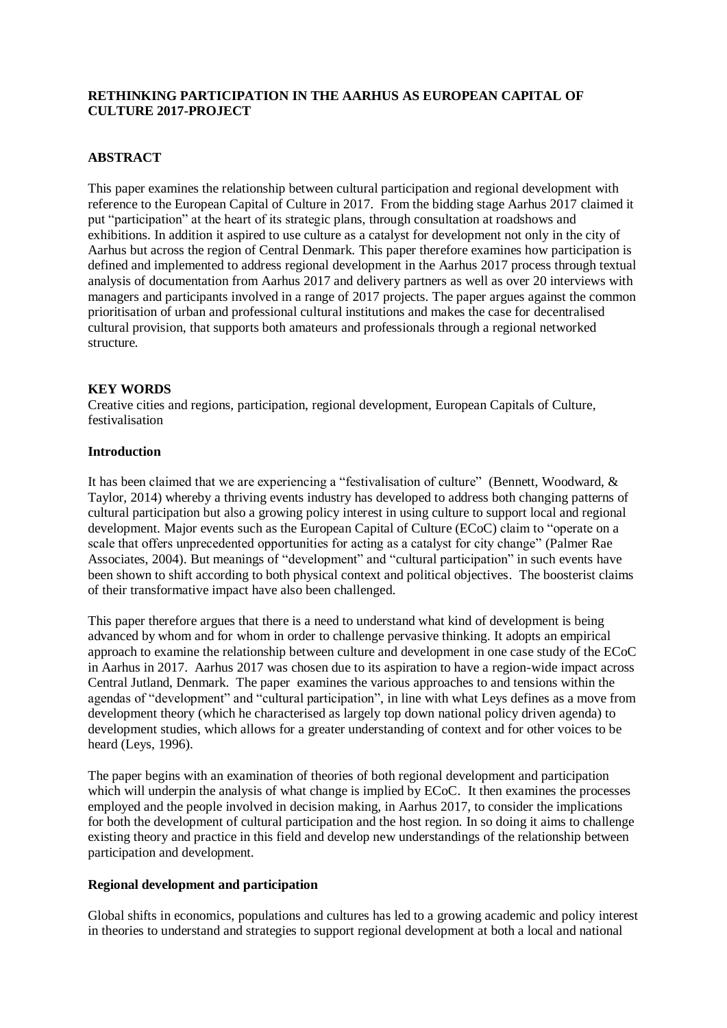**RETHINKING PARTICIPATION IN THE AARHUS AS EUROPEAN CAPITAL OF CULTURE 2017-PROJECT**

**ABSTRACT**

This paper examines the relationship between cultural participation and regional development with reference to the European Capital of Culture in 2017. From the bidding stage Aarhus 2017 claimed it put "participation" at the heart of its strategic plans, through consultation at roadshows and exhibitions. In addition it aspired to use culture as a catalyst for development not only in the city of Aarhus but across the region of Central Denmark. This paper therefore examines how participation is defined and implemented to address regional development in the Aarhus 2017 process through textual analysis of documentation from Aarhus 2017 and delivery partners as well as over 20 interviews with managers and participants involved in a range of 2017 projects. The paper argues against the common prioritisation of urban and professional cultural institutions and makes the case for decentralised cultural provision, that supports both amateurs and professionals through a regional networked structure.

**KEY WORDS**

Creative cities and regions, participation, regional development, European Capitals of Culture, festivalisation

**Introduction**

It has been claimed that we are experiencing a "festivalisation of culture" (Bennett, Woodward, & Taylor, 2014) whereby a thriving events industry has developed to address both changing patterns of cultural participation but also a growing policy interest in using culture to support local and regional development. Major events such as the European Capital of Culture (ECoC) claim to "operate on a scale that offers unprecedented opportunities for acting as a catalyst for city change" (Palmer Rae Associates, 2004). But meanings of "development" and "cultural participation" in such events have been shown to shift according to both physical context and political objectives. The boosterist claims of their transformative impact have also been challenged.

This paper therefore argues that there is a need to understand what kind of development is being advanced by whom and for whom in order to challenge pervasive thinking. It adopts an empirical approach to examine the relationship between culture and development in one case study of the ECoC in Aarhus in 2017. Aarhus 2017 was chosen due to its aspiration to have a region-wide impact across Central Jutland, Denmark. The paper examines the various approaches to and tensions within the agendas of "development" and "cultural participation", in line with what Leys defines as a move from development theory (which he characterised as largely top down national policy driven agenda) to development studies, which allows for a greater understanding of context and for other voices to be heard (Leys, 1996).

The paper begins with an examination of theories of both regional development and participation which will underpin the analysis of what change is implied by ECoC. It then examines the processes employed and the people involved in decision making, in Aarhus 2017, to consider the implications for both the development of cultural participation and the host region. In so doing it aims to challenge existing theory and practice in this field and develop new understandings of the relationship between participation and development.

**Regional development and participation**

Global shifts in economics, populations and cultures has led to a growing academic and policy interest in theories to understand and strategies to support regional development at both a local and national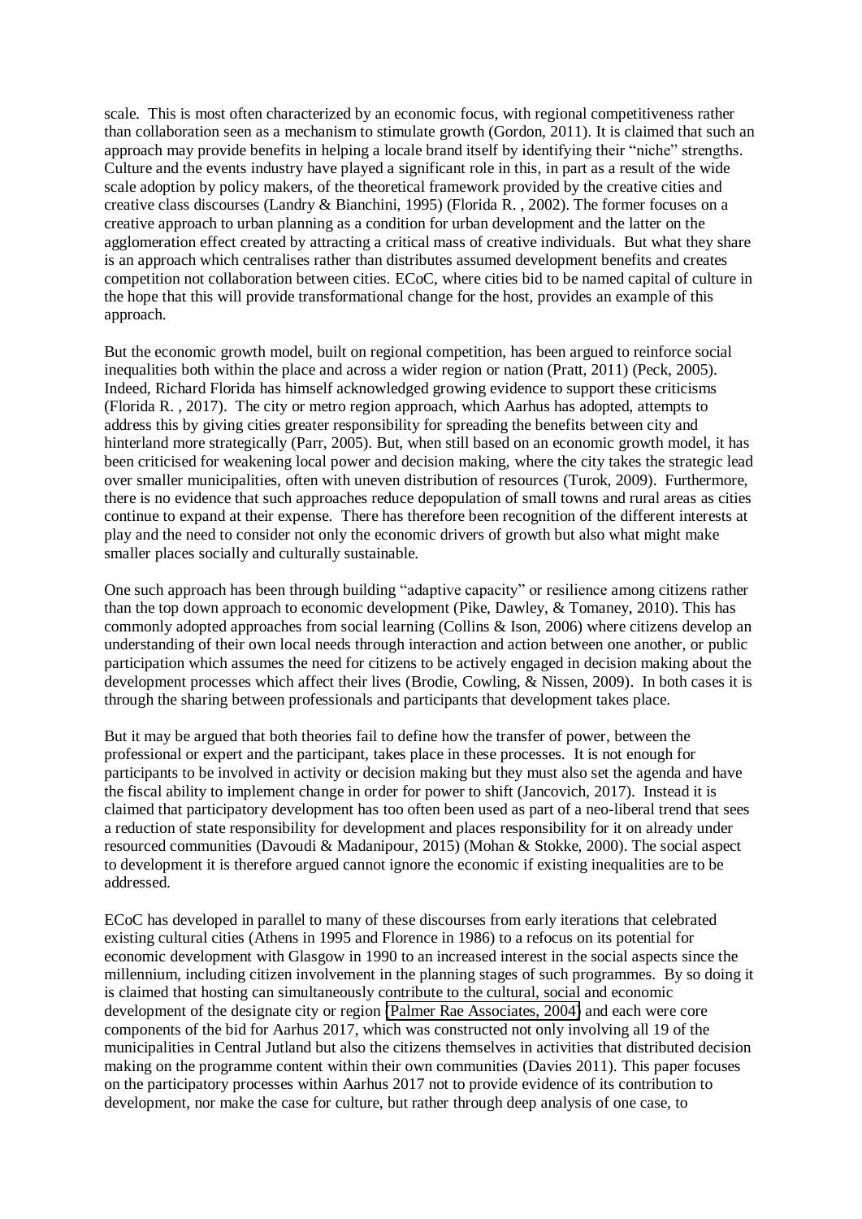scale. This is most often characterized by an economic focus, with regional competitiveness rather than collaboration seen as a mechanism to stimulate growth (Gordon, 2011). It is claimed that such an approach may provide benefits in helping a locale brand itself by identifying their "niche" strengths. Culture and the events industry have played a significant role in this, in part as a result of the wide scale adoption by policy makers, of the theoretical framework provided by the creative cities and creative class discourses (Landry & Bianchini, 1995) (Florida R. , 2002). The former focuses on a creative approach to urban planning as a condition for urban development and the latter on the agglomeration effect created by attracting a critical mass of creative individuals. But what they share is an approach which centralises rather than distributes assumed development benefits and creates competition not collaboration between cities. ECoC, where cities bid to be named capital of culture in the hope that this will provide transformational change for the host, provides an example of this approach.

But the economic growth model, built on regional competition, has been argued to reinforce social inequalities both within the place and across a wider region or nation (Pratt, 2011) (Peck, 2005). Indeed, Richard Florida has himself acknowledged growing evidence to support these criticisms (Florida R. , 2017). The city or metro region approach, which Aarhus has adopted, attempts to address this by giving cities greater responsibility for spreading the benefits between city and hinterland more strategically (Parr, 2005). But, when still based on an economic growth model, it has been criticised for weakening local power and decision making, where the city takes the strategic lead over smaller municipalities, often with uneven distribution of resources (Turok, 2009). Furthermore, there is no evidence that such approaches reduce depopulation of small towns and rural areas as cities continue to expand at their expense. There has therefore been recognition of the different interests at play and the need to consider not only the economic drivers of growth but also what might make smaller places socially and culturally sustainable.

One such approach has been through building "adaptive capacity" or resilience among citizens rather than the top down approach to economic development (Pike, Dawley, & Tomaney, 2010). This has commonly adopted approaches from social learning (Collins & Ison, 2006) where citizens develop an understanding of their own local needs through interaction and action between one another, or public participation which assumes the need for citizens to be actively engaged in decision making about the development processes which affect their lives (Brodie, Cowling, & Nissen, 2009). In both cases it is through the sharing between professionals and participants that development takes place.

But it may be argued that both theories fail to define how the transfer of power, between the professional or expert and the participant, takes place in these processes. It is not enough for participants to be involved in activity or decision making but they must also set the agenda and have the fiscal ability to implement change in order for power to shift (Jancovich, 2017). Instead it is claimed that participatory development has too often been used as part of a neo-liberal trend that sees a reduction of state responsibility for development and places responsibility for it on already under resourced communities (Davoudi & Madanipour, 2015) (Mohan & Stokke, 2000). The social aspect to development it is therefore argued cannot ignore the economic if existing inequalities are to be addressed.

ECoC has developed in parallel to many of these discourses from early iterations that celebrated existing cultural cities (Athens in 1995 and Florence in 1986) to a refocus on its potential for economic development with Glasgow in 1990 to an increased interest in the social aspects since the millennium, including citizen involvement in the planning stages of such programmes. By so doing it is claimed that hosting can simultaneously contribute to the cultural, social and economic development of the designate city or region (Palmer Rae Associates, 2004) and each were core components of the bid for Aarhus 2017, which was constructed not only involving all 19 of the municipalities in Central Jutland but also the citizens themselves in activities that distributed decision making on the programme content within their own communities (Davies 2011). This paper focuses on the participatory processes within Aarhus 2017 not to provide evidence of its contribution to development, nor make the case for culture, but rather through deep analysis of one case, to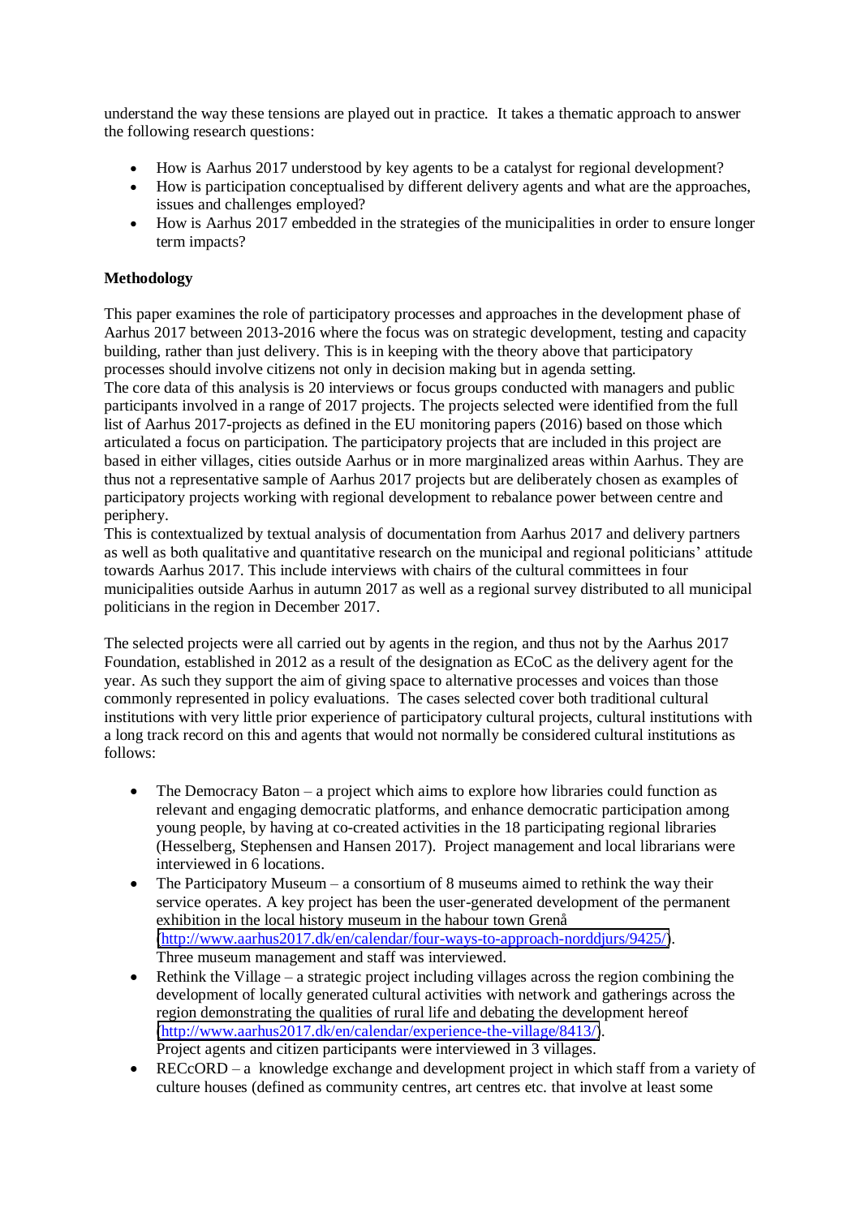understand the way these tensions are played out in practice. It takes a thematic approach to answer the following research questions:

- How is Aarhus 2017 understood by key agents to be a catalyst for regional development?
- How is participation conceptualised by different delivery agents and what are the approaches, issues and challenges employed?
- How is Aarhus 2017 embedded in the strategies of the municipalities in order to ensure longer term impacts?

**Methodology**

This paper examines the role of participatory processes and approaches in the development phase of Aarhus 2017 between 2013-2016 where the focus was on strategic development, testing and capacity building, rather than just delivery. This is in keeping with the theory above that participatory processes should involve citizens not only in decision making but in agenda setting.
The core data of this analysis is 20 interviews or focus groups conducted with managers and public participants involved in a range of 2017 projects. The projects selected were identified from the full list of Aarhus 2017-projects as defined in the EU monitoring papers (2016) based on those which articulated a focus on participation. The participatory projects that are included in this project are based in either villages, cities outside Aarhus or in more marginalized areas within Aarhus. They are thus not a representative sample of Aarhus 2017 projects but are deliberately chosen as examples of participatory projects working with regional development to rebalance power between centre and periphery.
This is contextualized by textual analysis of documentation from Aarhus 2017 and delivery partners as well as both qualitative and quantitative research on the municipal and regional politicians' attitude towards Aarhus 2017. This include interviews with chairs of the cultural committees in four municipalities outside Aarhus in autumn 2017 as well as a regional survey distributed to all municipal politicians in the region in December 2017.

The selected projects were all carried out by agents in the region, and thus not by the Aarhus 2017 Foundation, established in 2012 as a result of the designation as ECoC as the delivery agent for the year. As such they support the aim of giving space to alternative processes and voices than those commonly represented in policy evaluations. The cases selected cover both traditional cultural institutions with very little prior experience of participatory cultural projects, cultural institutions with a long track record on this and agents that would not normally be considered cultural institutions as follows:

- The Democracy Baton – a project which aims to explore how libraries could function as relevant and engaging democratic platforms, and enhance democratic participation among young people, by having at co-created activities in the 18 participating regional libraries (Hesselberg, Stephensen and Hansen 2017). Project management and local librarians were interviewed in 6 locations.
- The Participatory Museum – a consortium of 8 museums aimed to rethink the way their service operates. A key project has been the user-generated development of the permanent exhibition in the local history museum in the habour town Grenå (http://www.aarhus2017.dk/en/calendar/four-ways-to-approach-norddjurs/9425/). Three museum management and staff was interviewed.
- Rethink the Village – a strategic project including villages across the region combining the development of locally generated cultural activities with network and gatherings across the region demonstrating the qualities of rural life and debating the development hereof (http://www.aarhus2017.dk/en/calendar/experience-the-village/8413/). Project agents and citizen participants were interviewed in 3 villages.
- RECcORD – a knowledge exchange and development project in which staff from a variety of culture houses (defined as community centres, art centres etc. that involve at least some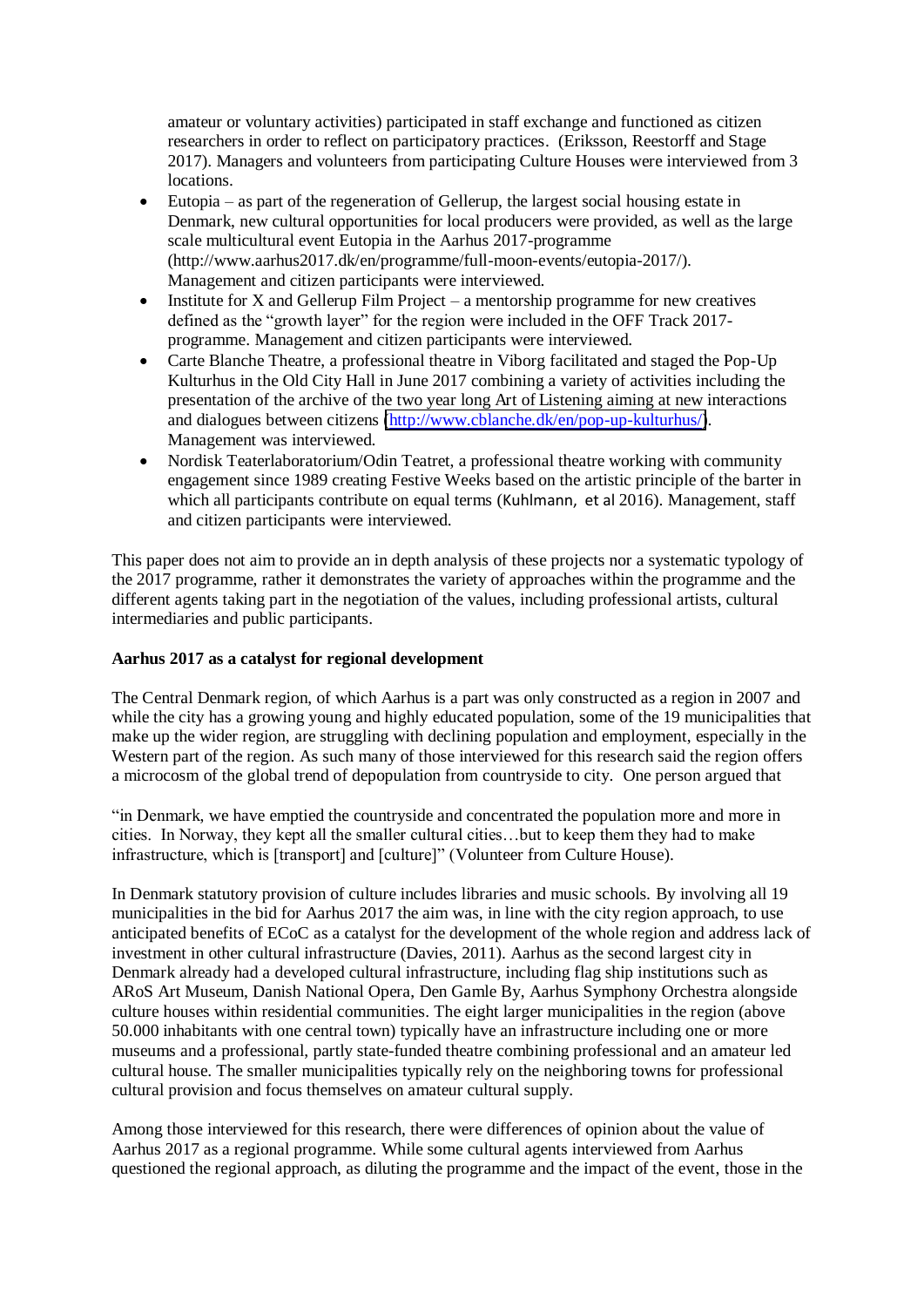amateur or voluntary activities) participated in staff exchange and functioned as citizen researchers in order to reflect on participatory practices. (Eriksson, Reestorff and Stage 2017). Managers and volunteers from participating Culture Houses were interviewed from 3 locations.

- Eutopia – as part of the regeneration of Gellerup, the largest social housing estate in Denmark, new cultural opportunities for local producers were provided, as well as the large scale multicultural event Eutopia in the Aarhus 2017-programme (http://www.aarhus2017.dk/en/programme/full-moon-events/eutopia-2017/). Management and citizen participants were interviewed.
- Institute for X and Gellerup Film Project – a mentorship programme for new creatives defined as the "growth layer" for the region were included in the OFF Track 2017-programme. Management and citizen participants were interviewed.
- Carte Blanche Theatre, a professional theatre in Viborg facilitated and staged the Pop-Up Kulturhus in the Old City Hall in June 2017 combining a variety of activities including the presentation of the archive of the two year long Art of Listening aiming at new interactions and dialogues between citizens (http://www.cblanche.dk/en/pop-up-kulturhus/). Management was interviewed.
- Nordisk Teaterlaboratorium/Odin Teatret, a professional theatre working with community engagement since 1989 creating Festive Weeks based on the artistic principle of the barter in which all participants contribute on equal terms (Kuhlmann, et al 2016). Management, staff and citizen participants were interviewed.

This paper does not aim to provide an in depth analysis of these projects nor a systematic typology of the 2017 programme, rather it demonstrates the variety of approaches within the programme and the different agents taking part in the negotiation of the values, including professional artists, cultural intermediaries and public participants.

**Aarhus 2017 as a catalyst for regional development**

The Central Denmark region, of which Aarhus is a part was only constructed as a region in 2007 and while the city has a growing young and highly educated population, some of the 19 municipalities that make up the wider region, are struggling with declining population and employment, especially in the Western part of the region. As such many of those interviewed for this research said the region offers a microcosm of the global trend of depopulation from countryside to city. One person argued that

"in Denmark, we have emptied the countryside and concentrated the population more and more in cities. In Norway, they kept all the smaller cultural cities…but to keep them they had to make infrastructure, which is [transport] and [culture]" (Volunteer from Culture House).

In Denmark statutory provision of culture includes libraries and music schools. By involving all 19 municipalities in the bid for Aarhus 2017 the aim was, in line with the city region approach, to use anticipated benefits of ECoC as a catalyst for the development of the whole region and address lack of investment in other cultural infrastructure (Davies, 2011). Aarhus as the second largest city in Denmark already had a developed cultural infrastructure, including flag ship institutions such as ARoS Art Museum, Danish National Opera, Den Gamle By, Aarhus Symphony Orchestra alongside culture houses within residential communities. The eight larger municipalities in the region (above 50.000 inhabitants with one central town) typically have an infrastructure including one or more museums and a professional, partly state-funded theatre combining professional and an amateur led cultural house. The smaller municipalities typically rely on the neighboring towns for professional cultural provision and focus themselves on amateur cultural supply.

Among those interviewed for this research, there were differences of opinion about the value of Aarhus 2017 as a regional programme. While some cultural agents interviewed from Aarhus questioned the regional approach, as diluting the programme and the impact of the event, those in the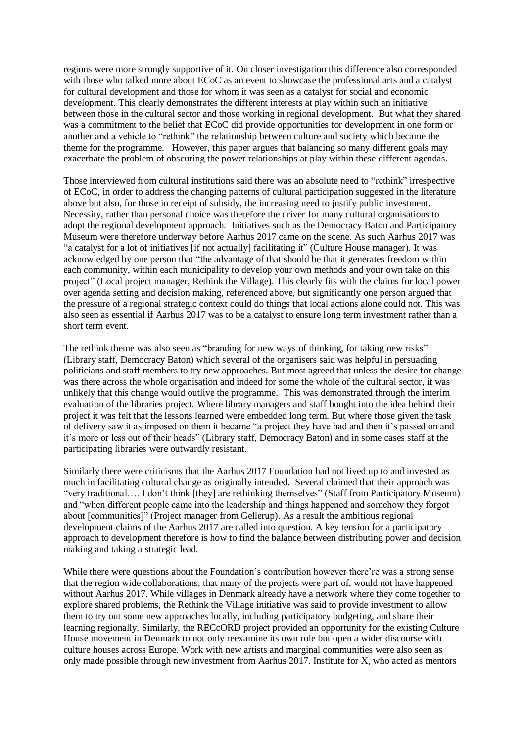regions were more strongly supportive of it. On closer investigation this difference also corresponded with those who talked more about ECoC as an event to showcase the professional arts and a catalyst for cultural development and those for whom it was seen as a catalyst for social and economic development. This clearly demonstrates the different interests at play within such an initiative between those in the cultural sector and those working in regional development. But what they shared was a commitment to the belief that ECoC did provide opportunities for development in one form or another and a vehicle to "rethink" the relationship between culture and society which became the theme for the programme. However, this paper argues that balancing so many different goals may exacerbate the problem of obscuring the power relationships at play within these different agendas.

Those interviewed from cultural institutions said there was an absolute need to "rethink" irrespective of ECoC, in order to address the changing patterns of cultural participation suggested in the literature above but also, for those in receipt of subsidy, the increasing need to justify public investment. Necessity, rather than personal choice was therefore the driver for many cultural organisations to adopt the regional development approach. Initiatives such as the Democracy Baton and Participatory Museum were therefore underway before Aarhus 2017 came on the scene. As such Aarhus 2017 was "a catalyst for a lot of initiatives [if not actually] facilitating it" (Culture House manager). It was acknowledged by one person that "the advantage of that should be that it generates freedom within each community, within each municipality to develop your own methods and your own take on this project" (Local project manager, Rethink the Village). This clearly fits with the claims for local power over agenda setting and decision making, referenced above, but significantly one person argued that the pressure of a regional strategic context could do things that local actions alone could not. This was also seen as essential if Aarhus 2017 was to be a catalyst to ensure long term investment rather than a short term event.

The rethink theme was also seen as "branding for new ways of thinking, for taking new risks" (Library staff, Democracy Baton) which several of the organisers said was helpful in persuading politicians and staff members to try new approaches. But most agreed that unless the desire for change was there across the whole organisation and indeed for some the whole of the cultural sector, it was unlikely that this change would outlive the programme. This was demonstrated through the interim evaluation of the libraries project. Where library managers and staff bought into the idea behind their project it was felt that the lessons learned were embedded long term. But where those given the task of delivery saw it as imposed on them it became "a project they have had and then it's passed on and it's more or less out of their heads" (Library staff, Democracy Baton) and in some cases staff at the participating libraries were outwardly resistant.

Similarly there were criticisms that the Aarhus 2017 Foundation had not lived up to and invested as much in facilitating cultural change as originally intended. Several claimed that their approach was "very traditional…. I don't think [they] are rethinking themselves" (Staff from Participatory Museum) and "when different people came into the leadership and things happened and somehow they forgot about [communities]" (Project manager from Gellerup). As a result the ambitious regional development claims of the Aarhus 2017 are called into question. A key tension for a participatory approach to development therefore is how to find the balance between distributing power and decision making and taking a strategic lead.

While there were questions about the Foundation's contribution however there're was a strong sense that the region wide collaborations, that many of the projects were part of, would not have happened without Aarhus 2017. While villages in Denmark already have a network where they come together to explore shared problems, the Rethink the Village initiative was said to provide investment to allow them to try out some new approaches locally, including participatory budgeting, and share their learning regionally. Similarly, the RECcORD project provided an opportunity for the existing Culture House movement in Denmark to not only reexamine its own role but open a wider discourse with culture houses across Europe. Work with new artists and marginal communities were also seen as only made possible through new investment from Aarhus 2017. Institute for X, who acted as mentors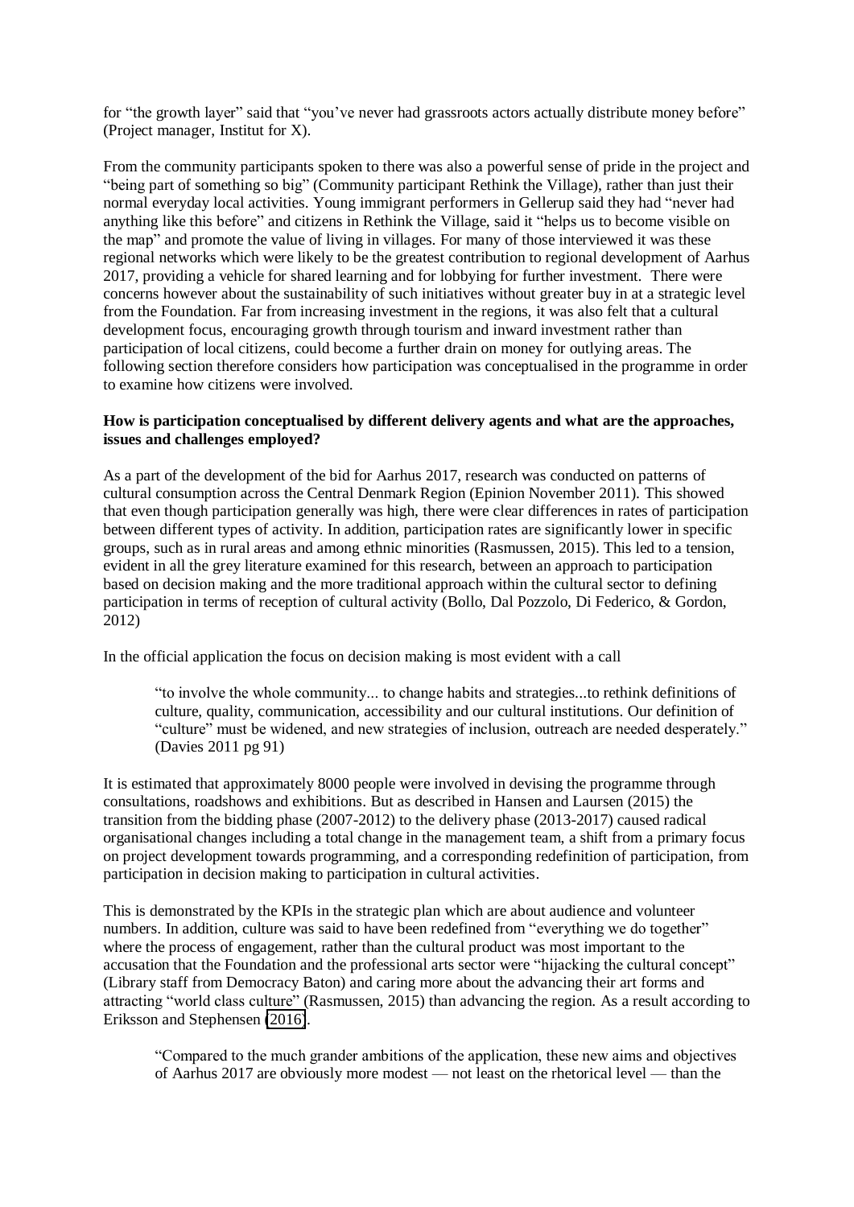for "the growth layer" said that "you've never had grassroots actors actually distribute money before" (Project manager, Institut for X).

From the community participants spoken to there was also a powerful sense of pride in the project and "being part of something so big" (Community participant Rethink the Village), rather than just their normal everyday local activities. Young immigrant performers in Gellerup said they had "never had anything like this before" and citizens in Rethink the Village, said it "helps us to become visible on the map" and promote the value of living in villages. For many of those interviewed it was these regional networks which were likely to be the greatest contribution to regional development of Aarhus 2017, providing a vehicle for shared learning and for lobbying for further investment. There were concerns however about the sustainability of such initiatives without greater buy in at a strategic level from the Foundation. Far from increasing investment in the regions, it was also felt that a cultural development focus, encouraging growth through tourism and inward investment rather than participation of local citizens, could become a further drain on money for outlying areas. The following section therefore considers how participation was conceptualised in the programme in order to examine how citizens were involved.

**How is participation conceptualised by different delivery agents and what are the approaches, issues and challenges employed?**

As a part of the development of the bid for Aarhus 2017, research was conducted on patterns of cultural consumption across the Central Denmark Region (Epinion November 2011). This showed that even though participation generally was high, there were clear differences in rates of participation between different types of activity. In addition, participation rates are significantly lower in specific groups, such as in rural areas and among ethnic minorities (Rasmussen, 2015). This led to a tension, evident in all the grey literature examined for this research, between an approach to participation based on decision making and the more traditional approach within the cultural sector to defining participation in terms of reception of cultural activity (Bollo, Dal Pozzolo, Di Federico, & Gordon, 2012)

In the official application the focus on decision making is most evident with a call

> "to involve the whole community... to change habits and strategies...to rethink definitions of culture, quality, communication, accessibility and our cultural institutions. Our definition of "culture" must be widened, and new strategies of inclusion, outreach are needed desperately." (Davies 2011 pg 91)

It is estimated that approximately 8000 people were involved in devising the programme through consultations, roadshows and exhibitions. But as described in Hansen and Laursen (2015) the transition from the bidding phase (2007-2012) to the delivery phase (2013-2017) caused radical organisational changes including a total change in the management team, a shift from a primary focus on project development towards programming, and a corresponding redefinition of participation, from participation in decision making to participation in cultural activities.

This is demonstrated by the KPIs in the strategic plan which are about audience and volunteer numbers. In addition, culture was said to have been redefined from "everything we do together" where the process of engagement, rather than the cultural product was most important to the accusation that the Foundation and the professional arts sector were "hijacking the cultural concept" (Library staff from Democracy Baton) and caring more about the advancing their art forms and attracting "world class culture" (Rasmussen, 2015) than advancing the region. As a result according to Eriksson and Stephensen (2016).

> "Compared to the much grander ambitions of the application, these new aims and objectives of Aarhus 2017 are obviously more modest — not least on the rhetorical level — than the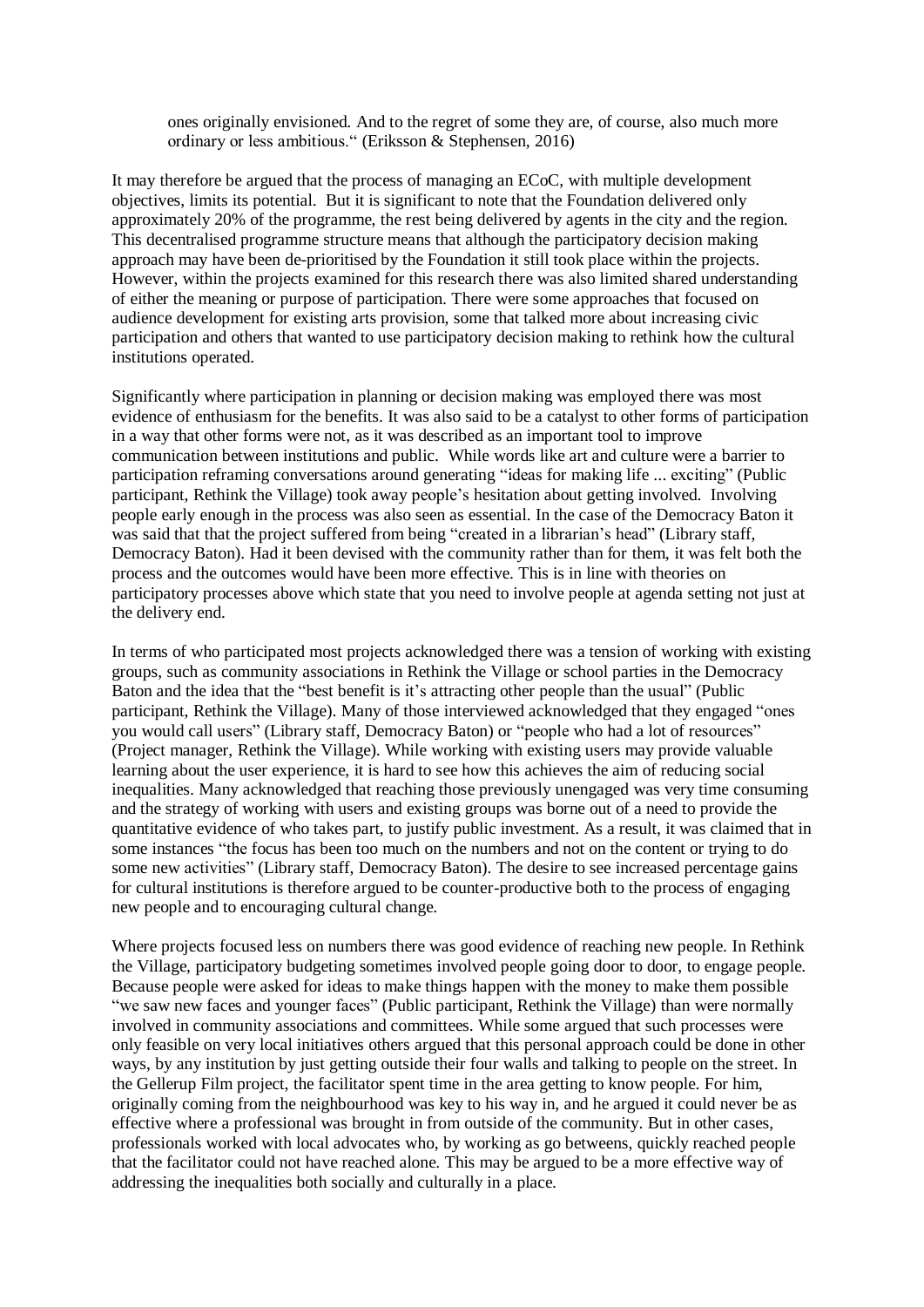ones originally envisioned. And to the regret of some they are, of course, also much more ordinary or less ambitious." (Eriksson & Stephensen, 2016)

It may therefore be argued that the process of managing an ECoC, with multiple development objectives, limits its potential. But it is significant to note that the Foundation delivered only approximately 20% of the programme, the rest being delivered by agents in the city and the region. This decentralised programme structure means that although the participatory decision making approach may have been de-prioritised by the Foundation it still took place within the projects. However, within the projects examined for this research there was also limited shared understanding of either the meaning or purpose of participation. There were some approaches that focused on audience development for existing arts provision, some that talked more about increasing civic participation and others that wanted to use participatory decision making to rethink how the cultural institutions operated.

Significantly where participation in planning or decision making was employed there was most evidence of enthusiasm for the benefits. It was also said to be a catalyst to other forms of participation in a way that other forms were not, as it was described as an important tool to improve communication between institutions and public. While words like art and culture were a barrier to participation reframing conversations around generating "ideas for making life ... exciting" (Public participant, Rethink the Village) took away people's hesitation about getting involved. Involving people early enough in the process was also seen as essential. In the case of the Democracy Baton it was said that that the project suffered from being "created in a librarian's head" (Library staff, Democracy Baton). Had it been devised with the community rather than for them, it was felt both the process and the outcomes would have been more effective. This is in line with theories on participatory processes above which state that you need to involve people at agenda setting not just at the delivery end.

In terms of who participated most projects acknowledged there was a tension of working with existing groups, such as community associations in Rethink the Village or school parties in the Democracy Baton and the idea that the "best benefit is it's attracting other people than the usual" (Public participant, Rethink the Village). Many of those interviewed acknowledged that they engaged "ones you would call users" (Library staff, Democracy Baton) or "people who had a lot of resources" (Project manager, Rethink the Village). While working with existing users may provide valuable learning about the user experience, it is hard to see how this achieves the aim of reducing social inequalities. Many acknowledged that reaching those previously unengaged was very time consuming and the strategy of working with users and existing groups was borne out of a need to provide the quantitative evidence of who takes part, to justify public investment. As a result, it was claimed that in some instances "the focus has been too much on the numbers and not on the content or trying to do some new activities" (Library staff, Democracy Baton). The desire to see increased percentage gains for cultural institutions is therefore argued to be counter-productive both to the process of engaging new people and to encouraging cultural change.

Where projects focused less on numbers there was good evidence of reaching new people. In Rethink the Village, participatory budgeting sometimes involved people going door to door, to engage people. Because people were asked for ideas to make things happen with the money to make them possible "we saw new faces and younger faces" (Public participant, Rethink the Village) than were normally involved in community associations and committees. While some argued that such processes were only feasible on very local initiatives others argued that this personal approach could be done in other ways, by any institution by just getting outside their four walls and talking to people on the street. In the Gellerup Film project, the facilitator spent time in the area getting to know people. For him, originally coming from the neighbourhood was key to his way in, and he argued it could never be as effective where a professional was brought in from outside of the community. But in other cases, professionals worked with local advocates who, by working as go betweens, quickly reached people that the facilitator could not have reached alone. This may be argued to be a more effective way of addressing the inequalities both socially and culturally in a place.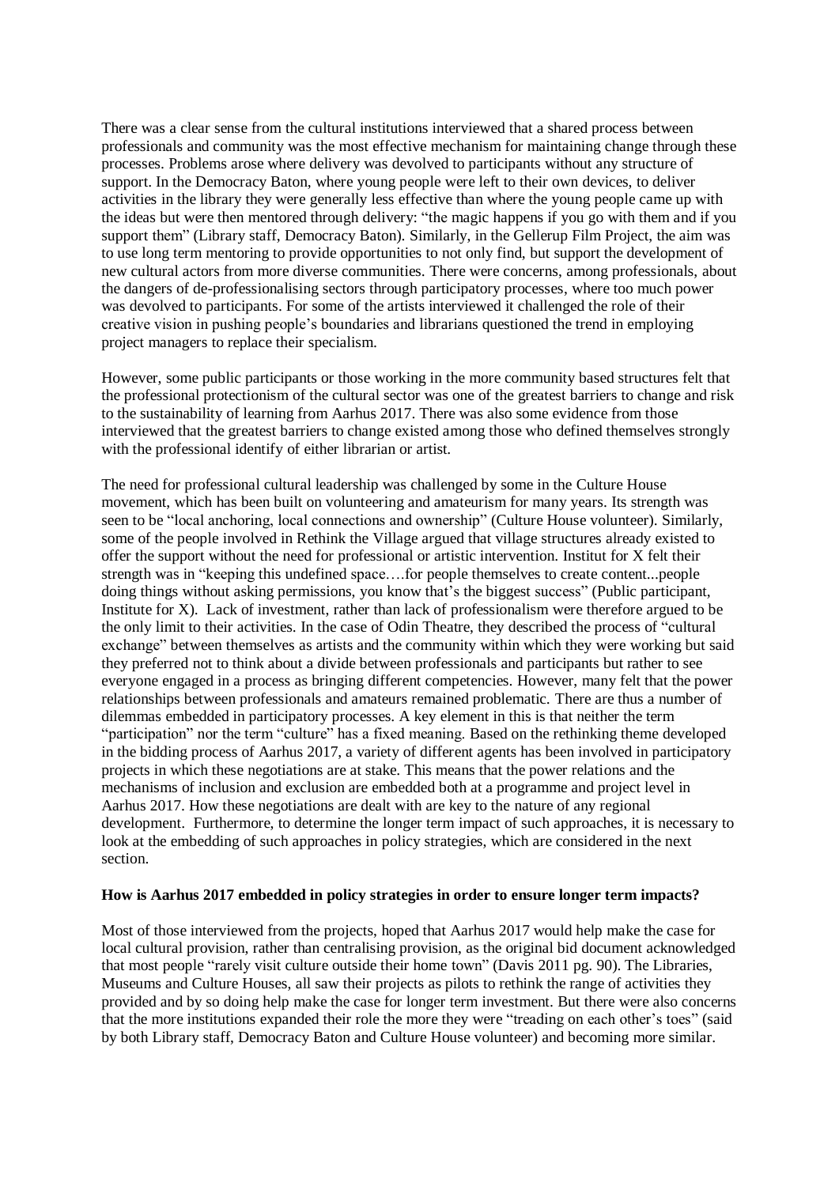There was a clear sense from the cultural institutions interviewed that a shared process between professionals and community was the most effective mechanism for maintaining change through these processes. Problems arose where delivery was devolved to participants without any structure of support. In the Democracy Baton, where young people were left to their own devices, to deliver activities in the library they were generally less effective than where the young people came up with the ideas but were then mentored through delivery: "the magic happens if you go with them and if you support them" (Library staff, Democracy Baton). Similarly, in the Gellerup Film Project, the aim was to use long term mentoring to provide opportunities to not only find, but support the development of new cultural actors from more diverse communities. There were concerns, among professionals, about the dangers of de-professionalising sectors through participatory processes, where too much power was devolved to participants. For some of the artists interviewed it challenged the role of their creative vision in pushing people's boundaries and librarians questioned the trend in employing project managers to replace their specialism.

However, some public participants or those working in the more community based structures felt that the professional protectionism of the cultural sector was one of the greatest barriers to change and risk to the sustainability of learning from Aarhus 2017. There was also some evidence from those interviewed that the greatest barriers to change existed among those who defined themselves strongly with the professional identify of either librarian or artist.

The need for professional cultural leadership was challenged by some in the Culture House movement, which has been built on volunteering and amateurism for many years. Its strength was seen to be "local anchoring, local connections and ownership" (Culture House volunteer). Similarly, some of the people involved in Rethink the Village argued that village structures already existed to offer the support without the need for professional or artistic intervention. Institut for X felt their strength was in "keeping this undefined space….for people themselves to create content...people doing things without asking permissions, you know that's the biggest success" (Public participant, Institute for X). Lack of investment, rather than lack of professionalism were therefore argued to be the only limit to their activities. In the case of Odin Theatre, they described the process of "cultural exchange" between themselves as artists and the community within which they were working but said they preferred not to think about a divide between professionals and participants but rather to see everyone engaged in a process as bringing different competencies. However, many felt that the power relationships between professionals and amateurs remained problematic. There are thus a number of dilemmas embedded in participatory processes. A key element in this is that neither the term "participation" nor the term "culture" has a fixed meaning. Based on the rethinking theme developed in the bidding process of Aarhus 2017, a variety of different agents has been involved in participatory projects in which these negotiations are at stake. This means that the power relations and the mechanisms of inclusion and exclusion are embedded both at a programme and project level in Aarhus 2017. How these negotiations are dealt with are key to the nature of any regional development. Furthermore, to determine the longer term impact of such approaches, it is necessary to look at the embedding of such approaches in policy strategies, which are considered in the next section.

**How is Aarhus 2017 embedded in policy strategies in order to ensure longer term impacts?**

Most of those interviewed from the projects, hoped that Aarhus 2017 would help make the case for local cultural provision, rather than centralising provision, as the original bid document acknowledged that most people "rarely visit culture outside their home town" (Davis 2011 pg. 90). The Libraries, Museums and Culture Houses, all saw their projects as pilots to rethink the range of activities they provided and by so doing help make the case for longer term investment. But there were also concerns that the more institutions expanded their role the more they were "treading on each other's toes" (said by both Library staff, Democracy Baton and Culture House volunteer) and becoming more similar.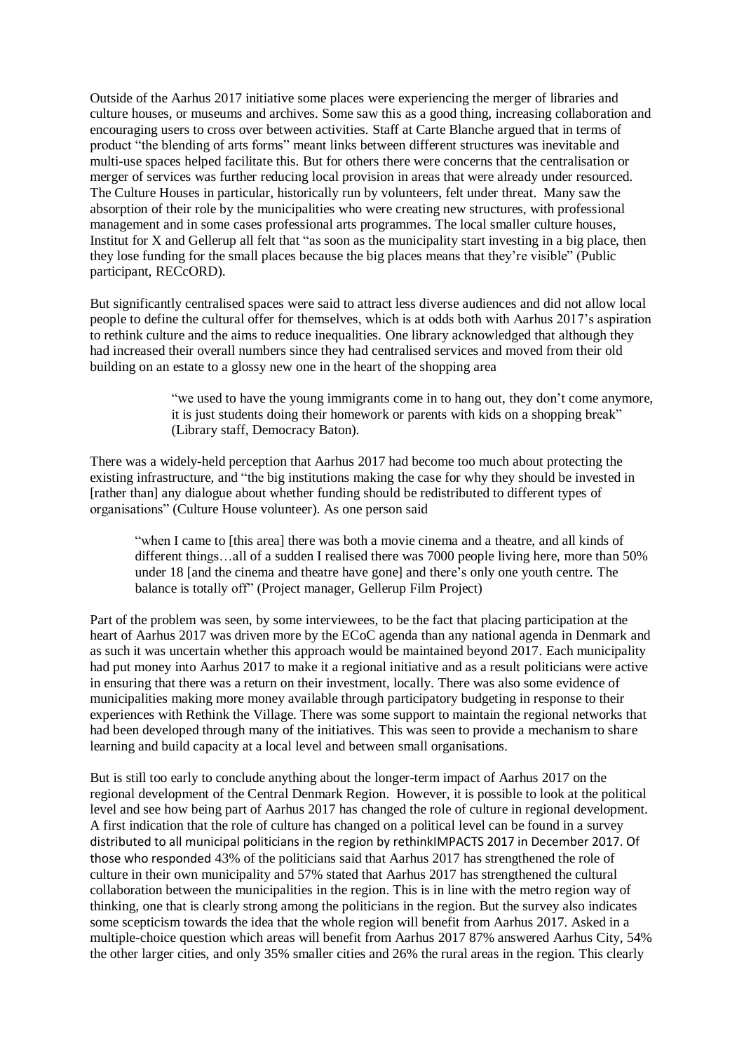Outside of the Aarhus 2017 initiative some places were experiencing the merger of libraries and culture houses, or museums and archives. Some saw this as a good thing, increasing collaboration and encouraging users to cross over between activities. Staff at Carte Blanche argued that in terms of product "the blending of arts forms" meant links between different structures was inevitable and multi-use spaces helped facilitate this. But for others there were concerns that the centralisation or merger of services was further reducing local provision in areas that were already under resourced. The Culture Houses in particular, historically run by volunteers, felt under threat. Many saw the absorption of their role by the municipalities who were creating new structures, with professional management and in some cases professional arts programmes. The local smaller culture houses, Institut for X and Gellerup all felt that "as soon as the municipality start investing in a big place, then they lose funding for the small places because the big places means that they're visible" (Public participant, RECcORD).

But significantly centralised spaces were said to attract less diverse audiences and did not allow local people to define the cultural offer for themselves, which is at odds both with Aarhus 2017's aspiration to rethink culture and the aims to reduce inequalities. One library acknowledged that although they had increased their overall numbers since they had centralised services and moved from their old building on an estate to a glossy new one in the heart of the shopping area

> "we used to have the young immigrants come in to hang out, they don't come anymore, it is just students doing their homework or parents with kids on a shopping break" (Library staff, Democracy Baton).

There was a widely-held perception that Aarhus 2017 had become too much about protecting the existing infrastructure, and "the big institutions making the case for why they should be invested in [rather than] any dialogue about whether funding should be redistributed to different types of organisations" (Culture House volunteer). As one person said

> "when I came to [this area] there was both a movie cinema and a theatre, and all kinds of different things…all of a sudden I realised there was 7000 people living here, more than 50% under 18 [and the cinema and theatre have gone] and there's only one youth centre. The balance is totally off" (Project manager, Gellerup Film Project)

Part of the problem was seen, by some interviewees, to be the fact that placing participation at the heart of Aarhus 2017 was driven more by the ECoC agenda than any national agenda in Denmark and as such it was uncertain whether this approach would be maintained beyond 2017. Each municipality had put money into Aarhus 2017 to make it a regional initiative and as a result politicians were active in ensuring that there was a return on their investment, locally. There was also some evidence of municipalities making more money available through participatory budgeting in response to their experiences with Rethink the Village. There was some support to maintain the regional networks that had been developed through many of the initiatives. This was seen to provide a mechanism to share learning and build capacity at a local level and between small organisations.

But is still too early to conclude anything about the longer-term impact of Aarhus 2017 on the regional development of the Central Denmark Region. However, it is possible to look at the political level and see how being part of Aarhus 2017 has changed the role of culture in regional development. A first indication that the role of culture has changed on a political level can be found in a survey distributed to all municipal politicians in the region by rethinkIMPACTS 2017 in December 2017. Of those who responded 43% of the politicians said that Aarhus 2017 has strengthened the role of culture in their own municipality and 57% stated that Aarhus 2017 has strengthened the cultural collaboration between the municipalities in the region. This is in line with the metro region way of thinking, one that is clearly strong among the politicians in the region. But the survey also indicates some scepticism towards the idea that the whole region will benefit from Aarhus 2017. Asked in a multiple-choice question which areas will benefit from Aarhus 2017 87% answered Aarhus City, 54% the other larger cities, and only 35% smaller cities and 26% the rural areas in the region. This clearly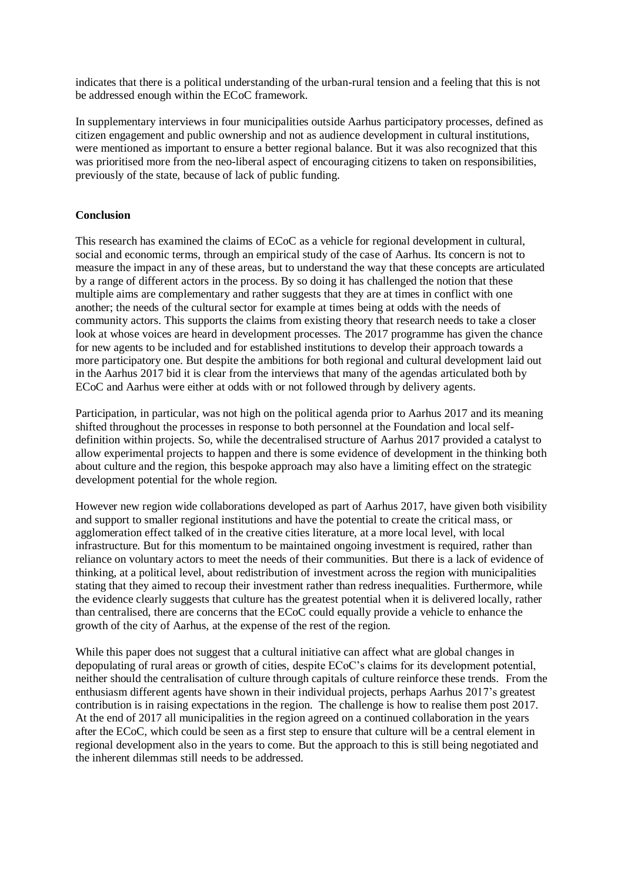indicates that there is a political understanding of the urban-rural tension and a feeling that this is not be addressed enough within the ECoC framework.

In supplementary interviews in four municipalities outside Aarhus participatory processes, defined as citizen engagement and public ownership and not as audience development in cultural institutions, were mentioned as important to ensure a better regional balance. But it was also recognized that this was prioritised more from the neo-liberal aspect of encouraging citizens to taken on responsibilities, previously of the state, because of lack of public funding.

## Conclusion

This research has examined the claims of ECoC as a vehicle for regional development in cultural, social and economic terms, through an empirical study of the case of Aarhus. Its concern is not to measure the impact in any of these areas, but to understand the way that these concepts are articulated by a range of different actors in the process. By so doing it has challenged the notion that these multiple aims are complementary and rather suggests that they are at times in conflict with one another; the needs of the cultural sector for example at times being at odds with the needs of community actors. This supports the claims from existing theory that research needs to take a closer look at whose voices are heard in development processes. The 2017 programme has given the chance for new agents to be included and for established institutions to develop their approach towards a more participatory one. But despite the ambitions for both regional and cultural development laid out in the Aarhus 2017 bid it is clear from the interviews that many of the agendas articulated both by ECoC and Aarhus were either at odds with or not followed through by delivery agents.

Participation, in particular, was not high on the political agenda prior to Aarhus 2017 and its meaning shifted throughout the processes in response to both personnel at the Foundation and local self-definition within projects. So, while the decentralised structure of Aarhus 2017 provided a catalyst to allow experimental projects to happen and there is some evidence of development in the thinking both about culture and the region, this bespoke approach may also have a limiting effect on the strategic development potential for the whole region.

However new region wide collaborations developed as part of Aarhus 2017, have given both visibility and support to smaller regional institutions and have the potential to create the critical mass, or agglomeration effect talked of in the creative cities literature, at a more local level, with local infrastructure. But for this momentum to be maintained ongoing investment is required, rather than reliance on voluntary actors to meet the needs of their communities. But there is a lack of evidence of thinking, at a political level, about redistribution of investment across the region with municipalities stating that they aimed to recoup their investment rather than redress inequalities. Furthermore, while the evidence clearly suggests that culture has the greatest potential when it is delivered locally, rather than centralised, there are concerns that the ECoC could equally provide a vehicle to enhance the growth of the city of Aarhus, at the expense of the rest of the region.

While this paper does not suggest that a cultural initiative can affect what are global changes in depopulating of rural areas or growth of cities, despite ECoC's claims for its development potential, neither should the centralisation of culture through capitals of culture reinforce these trends. From the enthusiasm different agents have shown in their individual projects, perhaps Aarhus 2017's greatest contribution is in raising expectations in the region. The challenge is how to realise them post 2017. At the end of 2017 all municipalities in the region agreed on a continued collaboration in the years after the ECoC, which could be seen as a first step to ensure that culture will be a central element in regional development also in the years to come. But the approach to this is still being negotiated and the inherent dilemmas still needs to be addressed.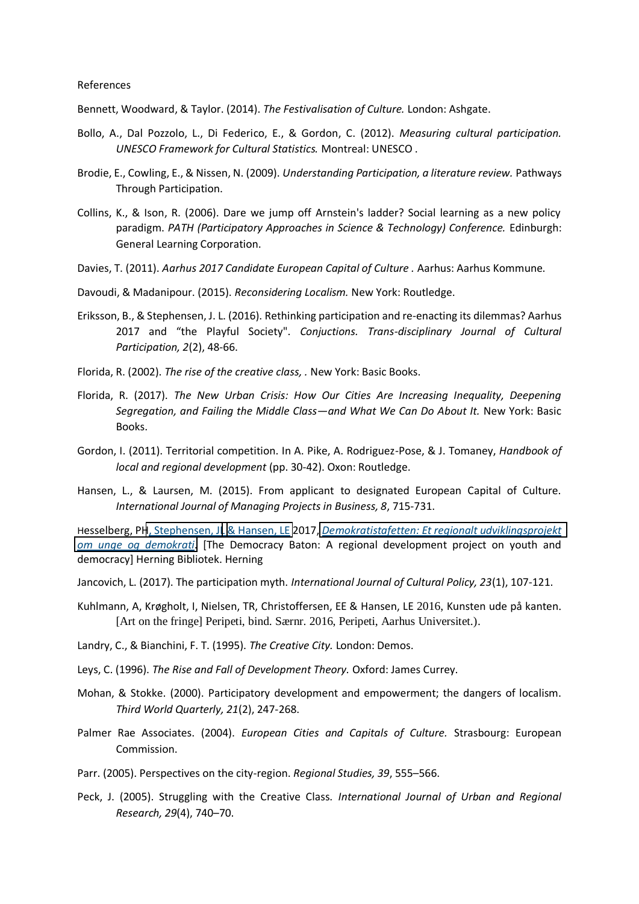References

Bennett, Woodward, & Taylor. (2014). *The Festivalisation of Culture.* London: Ashgate.

Bollo, A., Dal Pozzolo, L., Di Federico, E., & Gordon, C. (2012). *Measuring cultural participation. UNESCO Framework for Cultural Statistics.* Montreal: UNESCO .

Brodie, E., Cowling, E., & Nissen, N. (2009). *Understanding Participation, a literature review.* Pathways Through Participation.

Collins, K., & Ison, R. (2006). Dare we jump off Arnstein's ladder? Social learning as a new policy paradigm. *PATH (Participatory Approaches in Science & Technology) Conference.* Edinburgh: General Learning Corporation.

Davies, T. (2011). *Aarhus 2017 Candidate European Capital of Culture .* Aarhus: Aarhus Kommune.

Davoudi, & Madanipour. (2015). *Reconsidering Localism.* New York: Routledge.

Eriksson, B., & Stephensen, J. L. (2016). Rethinking participation and re-enacting its dilemmas? Aarhus 2017 and "the Playful Society". *Conjuctions. Trans-disciplinary Journal of Cultural Participation, 2*(2), 48-66.

Florida, R. (2002). *The rise of the creative class, .* New York: Basic Books.

Florida, R. (2017). *The New Urban Crisis: How Our Cities Are Increasing Inequality, Deepening Segregation, and Failing the Middle Class—and What We Can Do About It.* New York: Basic Books.

Gordon, I. (2011). Territorial competition. In A. Pike, A. Rodriguez-Pose, & J. Tomaney, *Handbook of local and regional development* (pp. 30-42). Oxon: Routledge.

Hansen, L., & Laursen, M. (2015). From applicant to designated European Capital of Culture. *International Journal of Managing Projects in Business, 8*, 715-731.

Hesselberg, PH, Stephensen, JL & Hansen, LE 2017, *Demokratistafetten: Et regionalt udviklingsprojekt om unge og demokrati*. [The Democracy Baton: A regional development project on youth and democracy] Herning Bibliotek. Herning

Jancovich, L. (2017). The participation myth. *International Journal of Cultural Policy, 23*(1), 107-121.

Kuhlmann, A, Krøgholt, I, Nielsen, TR, Christoffersen, EE & Hansen, LE 2016, Kunsten ude på kanten. [Art on the fringe] Peripeti, bind. Særnr. 2016, Peripeti, Aarhus Universitet.).

Landry, C., & Bianchini, F. T. (1995). *The Creative City.* London: Demos.

Leys, C. (1996). *The Rise and Fall of Development Theory.* Oxford: James Currey.

Mohan, & Stokke. (2000). Participatory development and empowerment; the dangers of localism. *Third World Quarterly, 21*(2), 247-268.

Palmer Rae Associates. (2004). *European Cities and Capitals of Culture.* Strasbourg: European Commission.

Parr. (2005). Perspectives on the city-region. *Regional Studies, 39*, 555–566.

Peck, J. (2005). Struggling with the Creative Class. *International Journal of Urban and Regional Research, 29*(4), 740–70.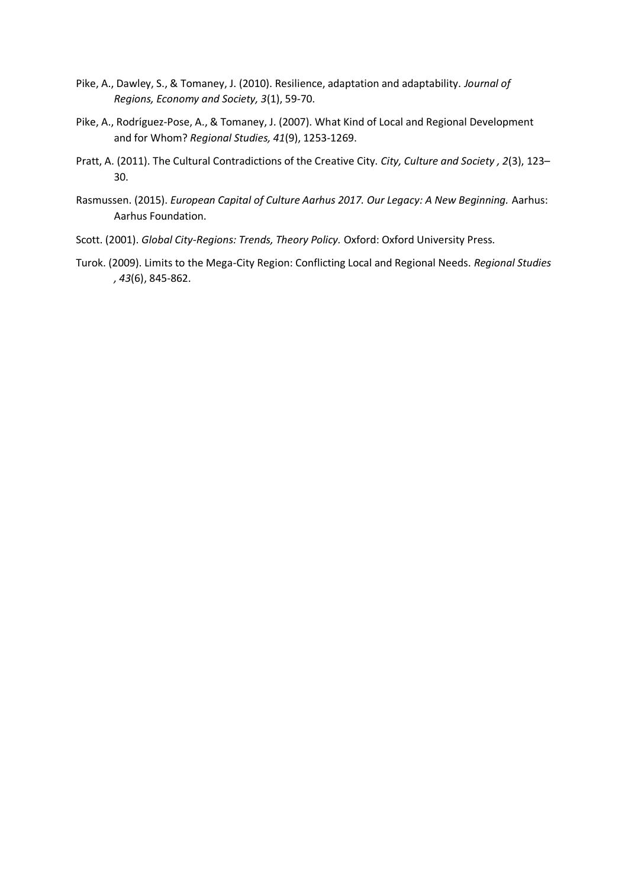Pike, A., Dawley, S., & Tomaney, J. (2010). Resilience, adaptation and adaptability. *Journal of Regions, Economy and Society, 3*(1), 59-70.

Pike, A., Rodríguez-Pose, A., & Tomaney, J. (2007). What Kind of Local and Regional Development and for Whom? *Regional Studies, 41*(9), 1253-1269.

Pratt, A. (2011). The Cultural Contradictions of the Creative City. *City, Culture and Society , 2*(3), 123–30.

Rasmussen. (2015). *European Capital of Culture Aarhus 2017. Our Legacy: A New Beginning.* Aarhus: Aarhus Foundation.

Scott. (2001). *Global City-Regions: Trends, Theory Policy.* Oxford: Oxford University Press.

Turok. (2009). Limits to the Mega-City Region: Conflicting Local and Regional Needs. *Regional Studies , 43*(6), 845-862.